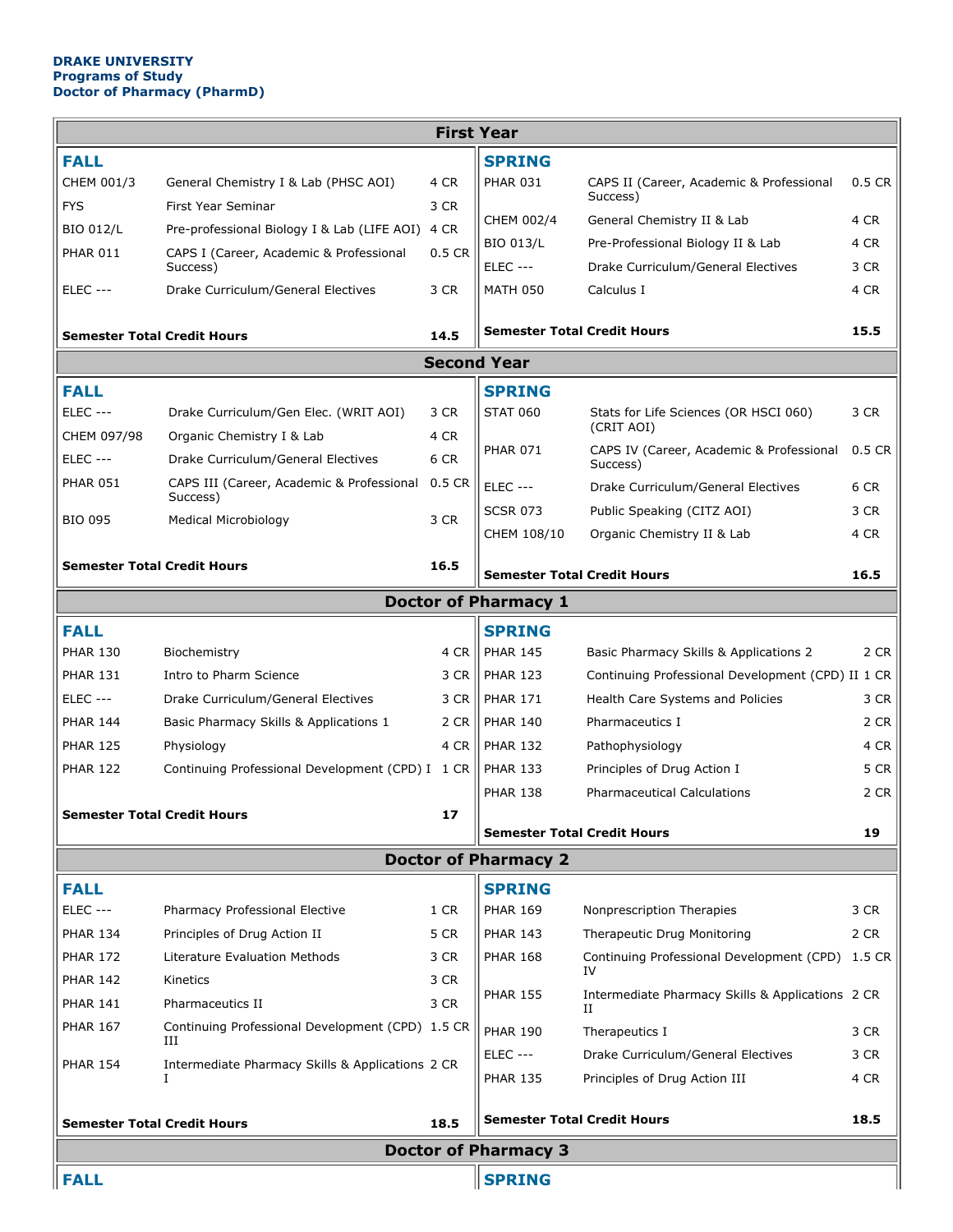**DRAKE UNIVERSITY**
**Programs of Study**
**Doctor of Pharmacy (PharmD)**

## First Year

### FALL

| Course | Title | Credits |
|---|---|---|
| CHEM 001/3 | General Chemistry I & Lab (PHSC AOI) | 4 CR |
| FYS | First Year Seminar | 3 CR |
| BIO 012/L | Pre-professional Biology I & Lab (LIFE AOI) | 4 CR |
| PHAR 011 | CAPS I (Career, Academic & Professional Success) | 0.5 CR |
| ELEC --- | Drake Curriculum/General Electives | 3 CR |
| **Semester Total Credit Hours** | | **14.5** |

### SPRING

| Course | Title | Credits |
|---|---|---|
| PHAR 031 | CAPS II (Career, Academic & Professional Success) | 0.5 CR |
| CHEM 002/4 | General Chemistry II & Lab | 4 CR |
| BIO 013/L | Pre-Professional Biology II & Lab | 4 CR |
| ELEC --- | Drake Curriculum/General Electives | 3 CR |
| MATH 050 | Calculus I | 4 CR |
| **Semester Total Credit Hours** | | **15.5** |

## Second Year

### FALL

| Course | Title | Credits |
|---|---|---|
| ELEC --- | Drake Curriculum/Gen Elec. (WRIT AOI) | 3 CR |
| CHEM 097/98 | Organic Chemistry I & Lab | 4 CR |
| ELEC --- | Drake Curriculum/General Electives | 6 CR |
| PHAR 051 | CAPS III (Career, Academic & Professional Success) | 0.5 CR |
| BIO 095 | Medical Microbiology | 3 CR |
| **Semester Total Credit Hours** | | **16.5** |

### SPRING

| Course | Title | Credits |
|---|---|---|
| STAT 060 | Stats for Life Sciences (OR HSCI 060) (CRIT AOI) | 3 CR |
| PHAR 071 | CAPS IV (Career, Academic & Professional Success) | 0.5 CR |
| ELEC --- | Drake Curriculum/General Electives | 6 CR |
| SCSR 073 | Public Speaking (CITZ AOI) | 3 CR |
| CHEM 108/10 | Organic Chemistry II & Lab | 4 CR |
| **Semester Total Credit Hours** | | **16.5** |

## Doctor of Pharmacy 1

### FALL

| Course | Title | Credits |
|---|---|---|
| PHAR 130 | Biochemistry | 4 CR |
| PHAR 131 | Intro to Pharm Science | 3 CR |
| ELEC --- | Drake Curriculum/General Electives | 3 CR |
| PHAR 144 | Basic Pharmacy Skills & Applications 1 | 2 CR |
| PHAR 125 | Physiology | 4 CR |
| PHAR 122 | Continuing Professional Development (CPD) I | 1 CR |
| **Semester Total Credit Hours** | | **17** |

### SPRING

| Course | Title | Credits |
|---|---|---|
| PHAR 145 | Basic Pharmacy Skills & Applications 2 | 2 CR |
| PHAR 123 | Continuing Professional Development (CPD) II | 1 CR |
| PHAR 171 | Health Care Systems and Policies | 3 CR |
| PHAR 140 | Pharmaceutics I | 2 CR |
| PHAR 132 | Pathophysiology | 4 CR |
| PHAR 133 | Principles of Drug Action I | 5 CR |
| PHAR 138 | Pharmaceutical Calculations | 2 CR |
| **Semester Total Credit Hours** | | **19** |

## Doctor of Pharmacy 2

### FALL

| Course | Title | Credits |
|---|---|---|
| ELEC --- | Pharmacy Professional Elective | 1 CR |
| PHAR 134 | Principles of Drug Action II | 5 CR |
| PHAR 172 | Literature Evaluation Methods | 3 CR |
| PHAR 142 | Kinetics | 3 CR |
| PHAR 141 | Pharmaceutics II | 3 CR |
| PHAR 167 | Continuing Professional Development (CPD) III | 1.5 CR |
| PHAR 154 | Intermediate Pharmacy Skills & Applications I | 2 CR |
| **Semester Total Credit Hours** | | **18.5** |

### SPRING

| Course | Title | Credits |
|---|---|---|
| PHAR 169 | Nonprescription Therapies | 3 CR |
| PHAR 143 | Therapeutic Drug Monitoring | 2 CR |
| PHAR 168 | Continuing Professional Development (CPD) IV | 1.5 CR |
| PHAR 155 | Intermediate Pharmacy Skills & Applications II | 2 CR |
| PHAR 190 | Therapeutics I | 3 CR |
| ELEC --- | Drake Curriculum/General Electives | 3 CR |
| PHAR 135 | Principles of Drug Action III | 4 CR |
| **Semester Total Credit Hours** | | **18.5** |

## Doctor of Pharmacy 3

### FALL

### SPRING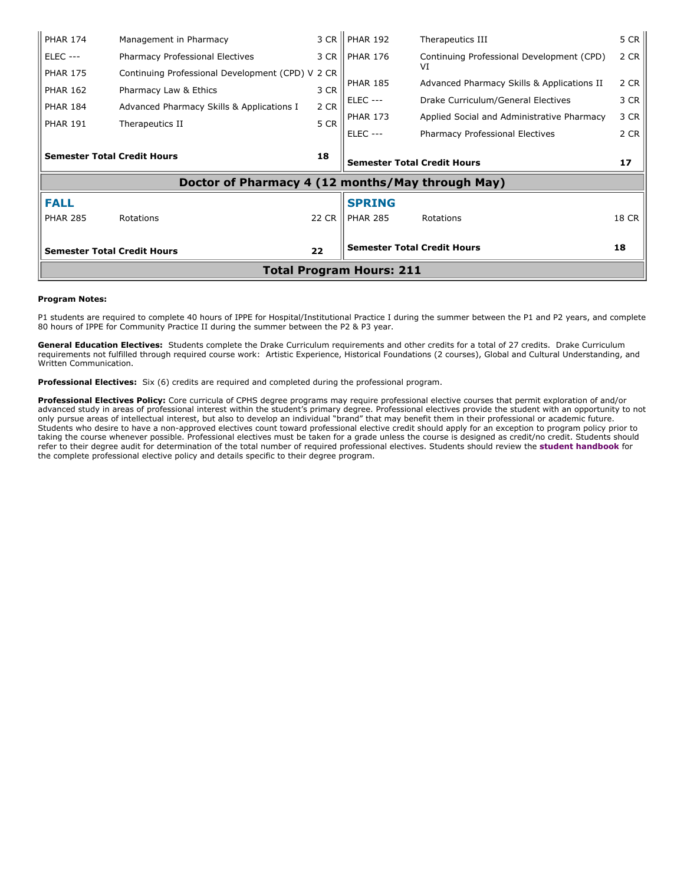| | | | | | |
|---|---|---|---|---|---|
| PHAR 174 | Management in Pharmacy | 3 CR | PHAR 192 | Therapeutics III | 5 CR |
| ELEC --- | Pharmacy Professional Electives | 3 CR | PHAR 176 | Continuing Professional Development (CPD) VI | 2 CR |
| PHAR 175 | Continuing Professional Development (CPD) V | 2 CR | PHAR 185 | Advanced Pharmacy Skills & Applications II | 2 CR |
| PHAR 162 | Pharmacy Law & Ethics | 3 CR | ELEC --- | Drake Curriculum/General Electives | 3 CR |
| PHAR 184 | Advanced Pharmacy Skills & Applications I | 2 CR | PHAR 173 | Applied Social and Administrative Pharmacy | 3 CR |
| PHAR 191 | Therapeutics II | 5 CR | ELEC --- | Pharmacy Professional Electives | 2 CR |
| **Semester Total Credit Hours** | | **18** | **Semester Total Credit Hours** | | **17** |

## Doctor of Pharmacy 4 (12 months/May through May)

| **FALL** | | | **SPRING** | | |
|---|---|---|---|---|---|
| PHAR 285 | Rotations | 22 CR | PHAR 285 | Rotations | 18 CR |
| **Semester Total Credit Hours** | | **22** | **Semester Total Credit Hours** | | **18** |

**Total Program Hours: 211**

**Program Notes:**

P1 students are required to complete 40 hours of IPPE for Hospital/Institutional Practice I during the summer between the P1 and P2 years, and complete 80 hours of IPPE for Community Practice II during the summer between the P2 & P3 year.

**General Education Electives:** Students complete the Drake Curriculum requirements and other credits for a total of 27 credits. Drake Curriculum requirements not fulfilled through required course work: Artistic Experience, Historical Foundations (2 courses), Global and Cultural Understanding, and Written Communication.

**Professional Electives:** Six (6) credits are required and completed during the professional program.

**Professional Electives Policy:** Core curricula of CPHS degree programs may require professional elective courses that permit exploration of and/or advanced study in areas of professional interest within the student's primary degree. Professional electives provide the student with an opportunity to not only pursue areas of intellectual interest, but also to develop an individual "brand" that may benefit them in their professional or academic future. Students who desire to have a non-approved electives count toward professional elective credit should apply for an exception to program policy prior to taking the course whenever possible. Professional electives must be taken for a grade unless the course is designed as credit/no credit. Students should refer to their degree audit for determination of the total number of required professional electives. Students should review the **student handbook** for the complete professional elective policy and details specific to their degree program.